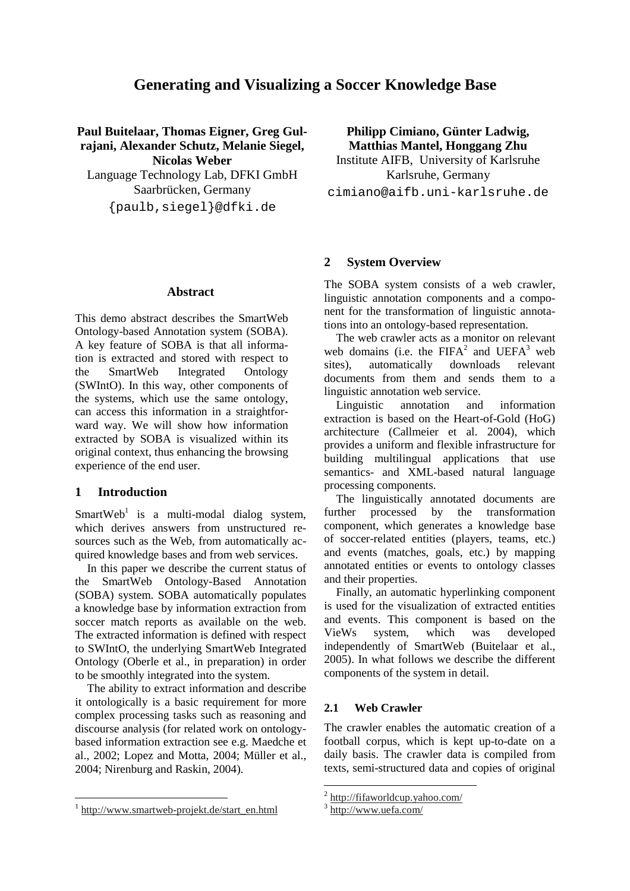# Generating and Visualizing a Soccer Knowledge Base

**Paul Buitelaar, Thomas Eigner, Greg Gulrajani, Alexander Schutz, Melanie Siegel, Nicolas Weber**
Language Technology Lab, DFKI GmbH
Saarbrücken, Germany
{paulb,siegel}@dfki.de

**Philipp Cimiano, Günter Ladwig, Matthias Mantel, Honggang Zhu**
Institute AIFB, University of Karlsruhe
Karlsruhe, Germany
cimiano@aifb.uni-karlsruhe.de

## Abstract

This demo abstract describes the SmartWeb Ontology-based Annotation system (SOBA). A key feature of SOBA is that all information is extracted and stored with respect to the SmartWeb Integrated Ontology (SWIntO). In this way, other components of the systems, which use the same ontology, can access this information in a straightforward way. We will show how information extracted by SOBA is visualized within its original context, thus enhancing the browsing experience of the end user.

## 1 Introduction

SmartWeb[1] is a multi-modal dialog system, which derives answers from unstructured resources such as the Web, from automatically acquired knowledge bases and from web services.

In this paper we describe the current status of the SmartWeb Ontology-Based Annotation (SOBA) system. SOBA automatically populates a knowledge base by information extraction from soccer match reports as available on the web. The extracted information is defined with respect to SWIntO, the underlying SmartWeb Integrated Ontology (Oberle et al., in preparation) in order to be smoothly integrated into the system.

The ability to extract information and describe it ontologically is a basic requirement for more complex processing tasks such as reasoning and discourse analysis (for related work on ontology-based information extraction see e.g. Maedche et al., 2002; Lopez and Motta, 2004; Müller et al., 2004; Nirenburg and Raskin, 2004).

## 2 System Overview

The SOBA system consists of a web crawler, linguistic annotation components and a component for the transformation of linguistic annotations into an ontology-based representation.

The web crawler acts as a monitor on relevant web domains (i.e. the FIFA[2] and UEFA[3] web sites), automatically downloads relevant documents from them and sends them to a linguistic annotation web service.

Linguistic annotation and information extraction is based on the Heart-of-Gold (HoG) architecture (Callmeier et al. 2004), which provides a uniform and flexible infrastructure for building multilingual applications that use semantics- and XML-based natural language processing components.

The linguistically annotated documents are further processed by the transformation component, which generates a knowledge base of soccer-related entities (players, teams, etc.) and events (matches, goals, etc.) by mapping annotated entities or events to ontology classes and their properties.

Finally, an automatic hyperlinking component is used for the visualization of extracted entities and events. This component is based on the VieWs system, which was developed independently of SmartWeb (Buitelaar et al., 2005). In what follows we describe the different components of the system in detail.

### 2.1 Web Crawler

The crawler enables the automatic creation of a football corpus, which is kept up-to-date on a daily basis. The crawler data is compiled from texts, semi-structured data and copies of original

[1] http://www.smartweb-projekt.de/start_en.html

[2] http://fifaworldcup.yahoo.com/

[3] http://www.uefa.com/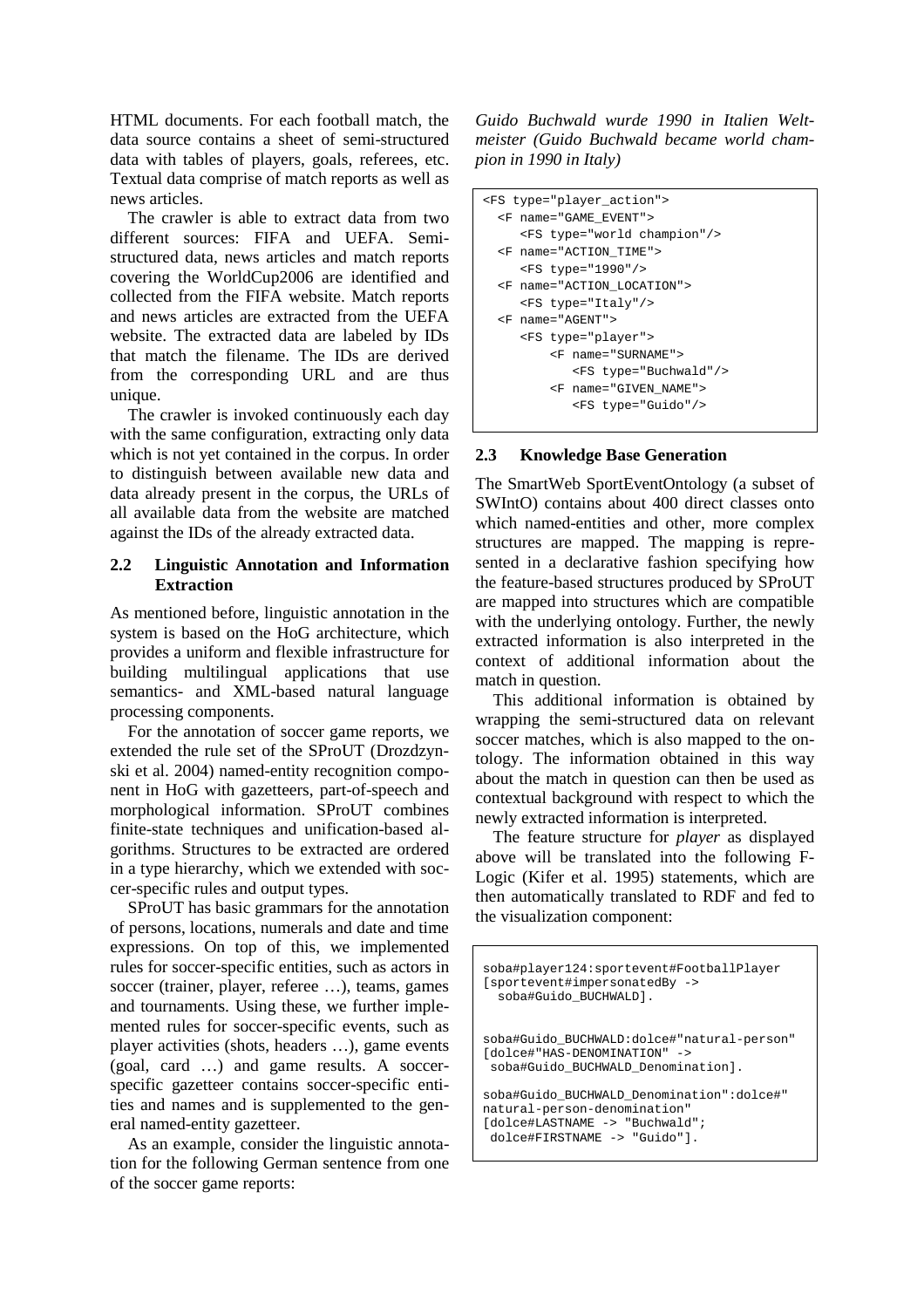HTML documents. For each football match, the data source contains a sheet of semi-structured data with tables of players, goals, referees, etc. Textual data comprise of match reports as well as news articles.

The crawler is able to extract data from two different sources: FIFA and UEFA. Semi-structured data, news articles and match reports covering the WorldCup2006 are identified and collected from the FIFA website. Match reports and news articles are extracted from the UEFA website. The extracted data are labeled by IDs that match the filename. The IDs are derived from the corresponding URL and are thus unique.

The crawler is invoked continuously each day with the same configuration, extracting only data which is not yet contained in the corpus. In order to distinguish between available new data and data already present in the corpus, the URLs of all available data from the website are matched against the IDs of the already extracted data.

## 2.2 Linguistic Annotation and Information Extraction

As mentioned before, linguistic annotation in the system is based on the HoG architecture, which provides a uniform and flexible infrastructure for building multilingual applications that use semantics- and XML-based natural language processing components.

For the annotation of soccer game reports, we extended the rule set of the SProUT (Drozdzynski et al. 2004) named-entity recognition component in HoG with gazetteers, part-of-speech and morphological information. SProUT combines finite-state techniques and unification-based algorithms. Structures to be extracted are ordered in a type hierarchy, which we extended with soccer-specific rules and output types.

SProUT has basic grammars for the annotation of persons, locations, numerals and date and time expressions. On top of this, we implemented rules for soccer-specific entities, such as actors in soccer (trainer, player, referee …), teams, games and tournaments. Using these, we further implemented rules for soccer-specific events, such as player activities (shots, headers …), game events (goal, card …) and game results. A soccer-specific gazetteer contains soccer-specific entities and names and is supplemented to the general named-entity gazetteer.

As an example, consider the linguistic annotation for the following German sentence from one of the soccer game reports:

*Guido Buchwald wurde 1990 in Italien Weltmeister (Guido Buchwald became world champion in 1990 in Italy)*

```
<FS type="player_action">
  <F name="GAME_EVENT">
     <FS type="world champion"/>
  <F name="ACTION_TIME">
     <FS type="1990"/>
  <F name="ACTION_LOCATION">
     <FS type="Italy"/>
  <F name="AGENT">
     <FS type="player">
         <F name="SURNAME">
            <FS type="Buchwald"/>
         <F name="GIVEN_NAME">
            <FS type="Guido"/>
```

## 2.3 Knowledge Base Generation

The SmartWeb SportEventOntology (a subset of SWIntO) contains about 400 direct classes onto which named-entities and other, more complex structures are mapped. The mapping is represented in a declarative fashion specifying how the feature-based structures produced by SProUT are mapped into structures which are compatible with the underlying ontology. Further, the newly extracted information is also interpreted in the context of additional information about the match in question.

This additional information is obtained by wrapping the semi-structured data on relevant soccer matches, which is also mapped to the ontology. The information obtained in this way about the match in question can then be used as contextual background with respect to which the newly extracted information is interpreted.

The feature structure for *player* as displayed above will be translated into the following F-Logic (Kifer et al. 1995) statements, which are then automatically translated to RDF and fed to the visualization component:

```
soba#player124:sportevent#FootballPlayer
[sportevent#impersonatedBy ->
  soba#Guido_BUCHWALD].

soba#Guido_BUCHWALD:dolce#"natural-person"
[dolce#"HAS-DENOMINATION" ->
 soba#Guido_BUCHWALD_Denomination].

soba#Guido_BUCHWALD_Denomination":dolce#"
natural-person-denomination"
[dolce#LASTNAME -> "Buchwald";
 dolce#FIRSTNAME -> "Guido"].
```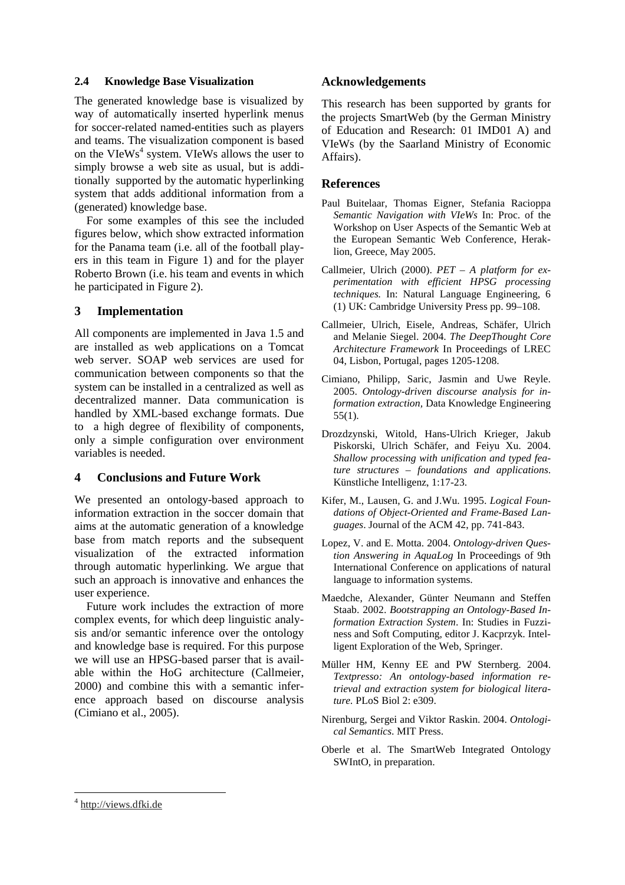### 2.4 Knowledge Base Visualization

The generated knowledge base is visualized by way of automatically inserted hyperlink menus for soccer-related named-entities such as players and teams. The visualization component is based on the VIeWs[4] system. VIeWs allows the user to simply browse a web site as usual, but is additionally supported by the automatic hyperlinking system that adds additional information from a (generated) knowledge base.

For some examples of this see the included figures below, which show extracted information for the Panama team (i.e. all of the football players in this team in Figure 1) and for the player Roberto Brown (i.e. his team and events in which he participated in Figure 2).

## 3 Implementation

All components are implemented in Java 1.5 and are installed as web applications on a Tomcat web server. SOAP web services are used for communication between components so that the system can be installed in a centralized as well as decentralized manner. Data communication is handled by XML-based exchange formats. Due to a high degree of flexibility of components, only a simple configuration over environment variables is needed.

## 4 Conclusions and Future Work

We presented an ontology-based approach to information extraction in the soccer domain that aims at the automatic generation of a knowledge base from match reports and the subsequent visualization of the extracted information through automatic hyperlinking. We argue that such an approach is innovative and enhances the user experience.

Future work includes the extraction of more complex events, for which deep linguistic analysis and/or semantic inference over the ontology and knowledge base is required. For this purpose we will use an HPSG-based parser that is available within the HoG architecture (Callmeier, 2000) and combine this with a semantic inference approach based on discourse analysis (Cimiano et al., 2005).

## Acknowledgements

This research has been supported by grants for the projects SmartWeb (by the German Ministry of Education and Research: 01 IMD01 A) and VIeWs (by the Saarland Ministry of Economic Affairs).

## References

Paul Buitelaar, Thomas Eigner, Stefania Racioppa *Semantic Navigation with VIeWs* In: Proc. of the Workshop on User Aspects of the Semantic Web at the European Semantic Web Conference, Heraklion, Greece, May 2005.

Callmeier, Ulrich (2000). *PET – A platform for experimentation with efficient HPSG processing techniques.* In: Natural Language Engineering, 6 (1) UK: Cambridge University Press pp. 99–108.

Callmeier, Ulrich, Eisele, Andreas, Schäfer, Ulrich and Melanie Siegel. 2004. *The DeepThought Core Architecture Framework* In Proceedings of LREC 04, Lisbon, Portugal, pages 1205-1208.

Cimiano, Philipp, Saric, Jasmin and Uwe Reyle. 2005. *Ontology-driven discourse analysis for information extraction*, Data Knowledge Engineering 55(1).

Drozdzynski, Witold, Hans-Ulrich Krieger, Jakub Piskorski, Ulrich Schäfer, and Feiyu Xu. 2004. *Shallow processing with unification and typed feature structures – foundations and applications*. Künstliche Intelligenz, 1:17-23.

Kifer, M., Lausen, G. and J.Wu. 1995. *Logical Foundations of Object-Oriented and Frame-Based Languages*. Journal of the ACM 42, pp. 741-843.

Lopez, V. and E. Motta. 2004. *Ontology-driven Question Answering in AquaLog* In Proceedings of 9th International Conference on applications of natural language to information systems.

Maedche, Alexander, Günter Neumann and Steffen Staab. 2002. *Bootstrapping an Ontology-Based Information Extraction System*. In: Studies in Fuzziness and Soft Computing, editor J. Kacprzyk. Intelligent Exploration of the Web, Springer.

Müller HM, Kenny EE and PW Sternberg. 2004. *Textpresso: An ontology-based information retrieval and extraction system for biological literature.* PLoS Biol 2: e309.

Nirenburg, Sergei and Viktor Raskin. 2004. *Ontological Semantics*. MIT Press.

Oberle et al. The SmartWeb Integrated Ontology SWIntO, in preparation.

---

[4] http://views.dfki.de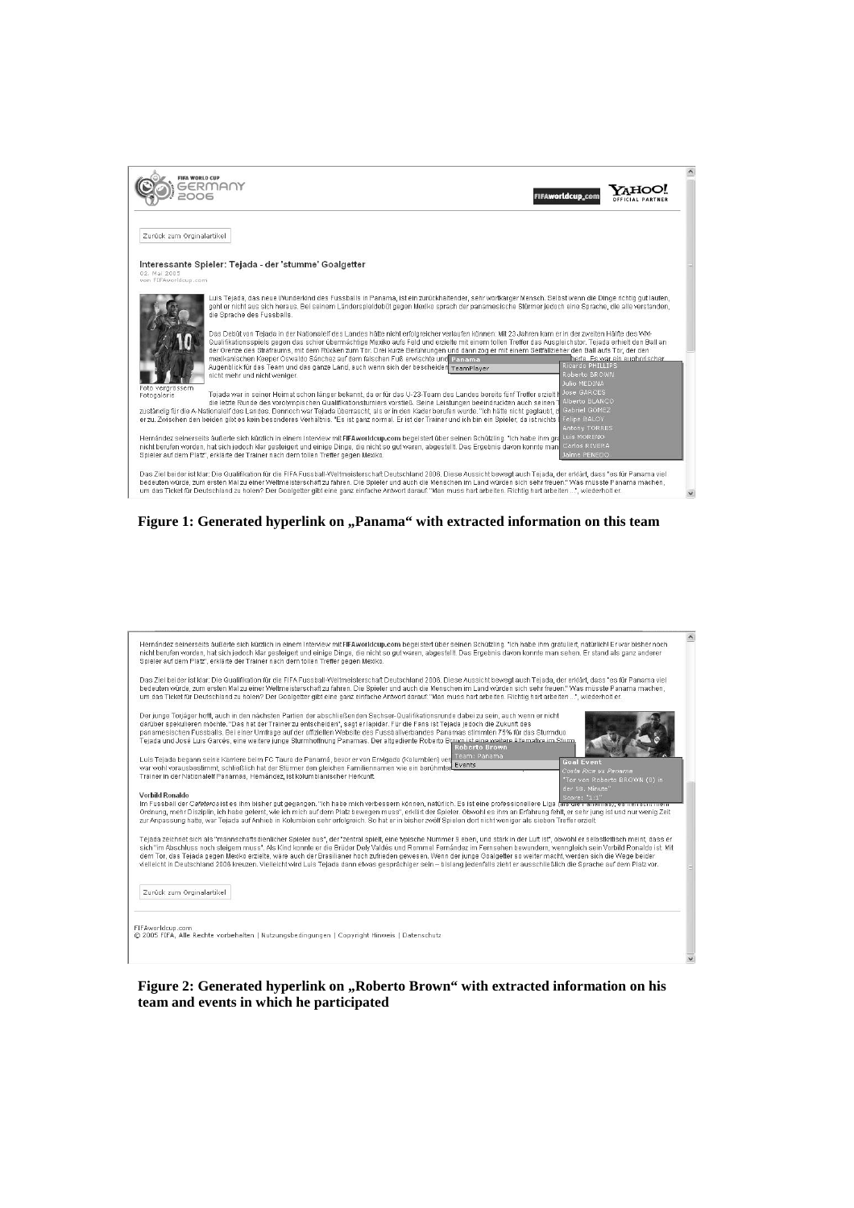Figure 1: Generated hyperlink on „Panama" with extracted information on this team

Figure 2: Generated hyperlink on „Roberto Brown" with extracted information on his team and events in which he participated